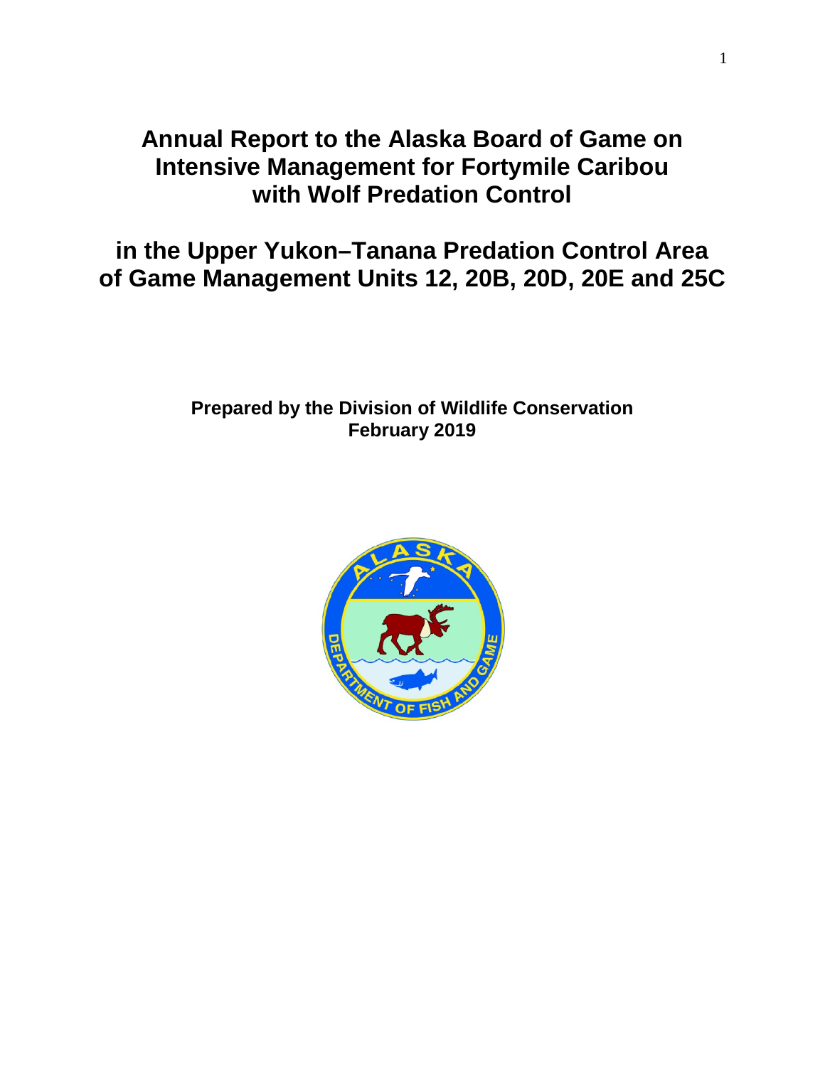# Annual Report to the Alaska Board of Game on Intensive Management for Fortymile Caribou with Wolf Predation Control

# in the Upper Yukon–Tanana Predation Control Area of Game Management Units 12, 20B, 20D, 20E and 25C

**Prepared by the Division of Wildlife Conservation**
**February 2019**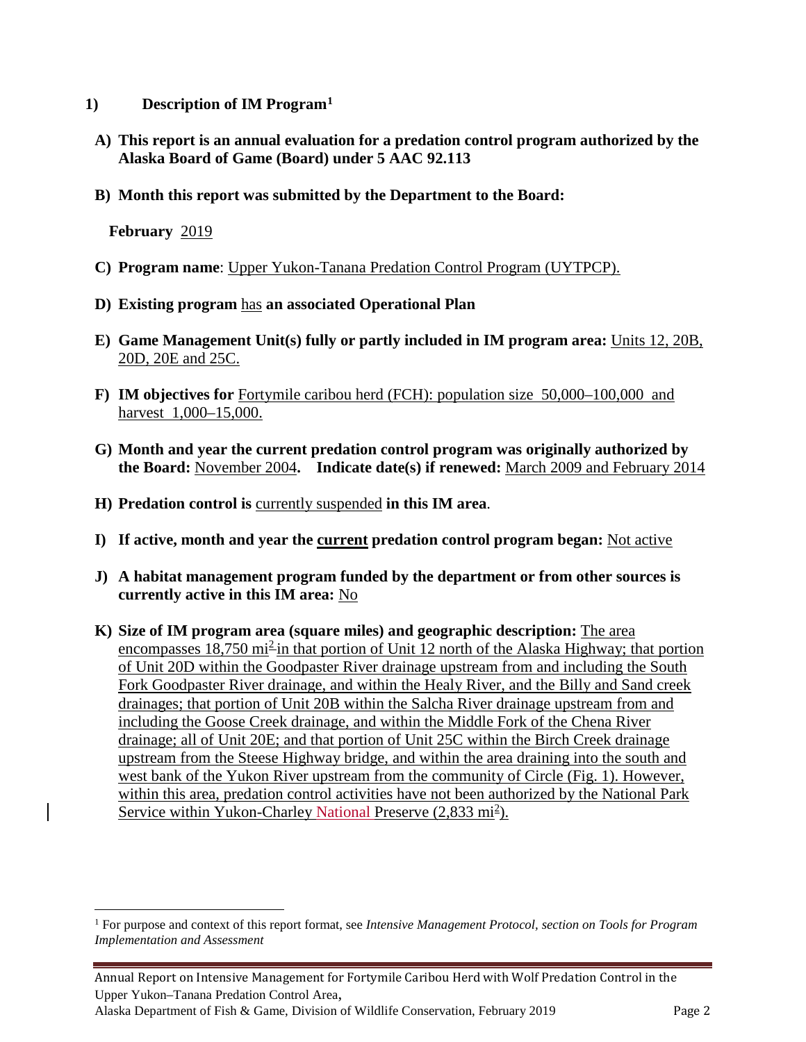## 1) Description of IM Program[1]

**A) This report is an annual evaluation for a predation control program authorized by the Alaska Board of Game (Board) under 5 AAC 92.113**

**B) Month this report was submitted by the Department to the Board:**

**February** 2019

**C) Program name**: Upper Yukon-Tanana Predation Control Program (UYTPCP).

**D) Existing program** has **an associated Operational Plan**

**E) Game Management Unit(s) fully or partly included in IM program area:** Units 12, 20B, 20D, 20E and 25C.

**F) IM objectives for** Fortymile caribou herd (FCH): population size 50,000–100,000 and harvest 1,000–15,000.

**G) Month and year the current predation control program was originally authorized by the Board:** November 2004**. Indicate date(s) if renewed:** March 2009 and February 2014

**H) Predation control is** currently suspended **in this IM area**.

**I) If active, month and year the current predation control program began:** Not active

**J) A habitat management program funded by the department or from other sources is currently active in this IM area:** No

**K) Size of IM program area (square miles) and geographic description:** The area encompasses 18,750 $mi^2$ in that portion of Unit 12 north of the Alaska Highway; that portion of Unit 20D within the Goodpaster River drainage upstream from and including the South Fork Goodpaster River drainage, and within the Healy River, and the Billy and Sand creek drainages; that portion of Unit 20B within the Salcha River drainage upstream from and including the Goose Creek drainage, and within the Middle Fork of the Chena River drainage; all of Unit 20E; and that portion of Unit 25C within the Birch Creek drainage upstream from the Steese Highway bridge, and within the area draining into the south and west bank of the Yukon River upstream from the community of Circle (Fig. 1). However, within this area, predation control activities have not been authorized by the National Park Service within Yukon-Charley National Preserve (2,833 $mi^2$).

---

[1] For purpose and context of this report format, see *Intensive Management Protocol, section on Tools for Program Implementation and Assessment*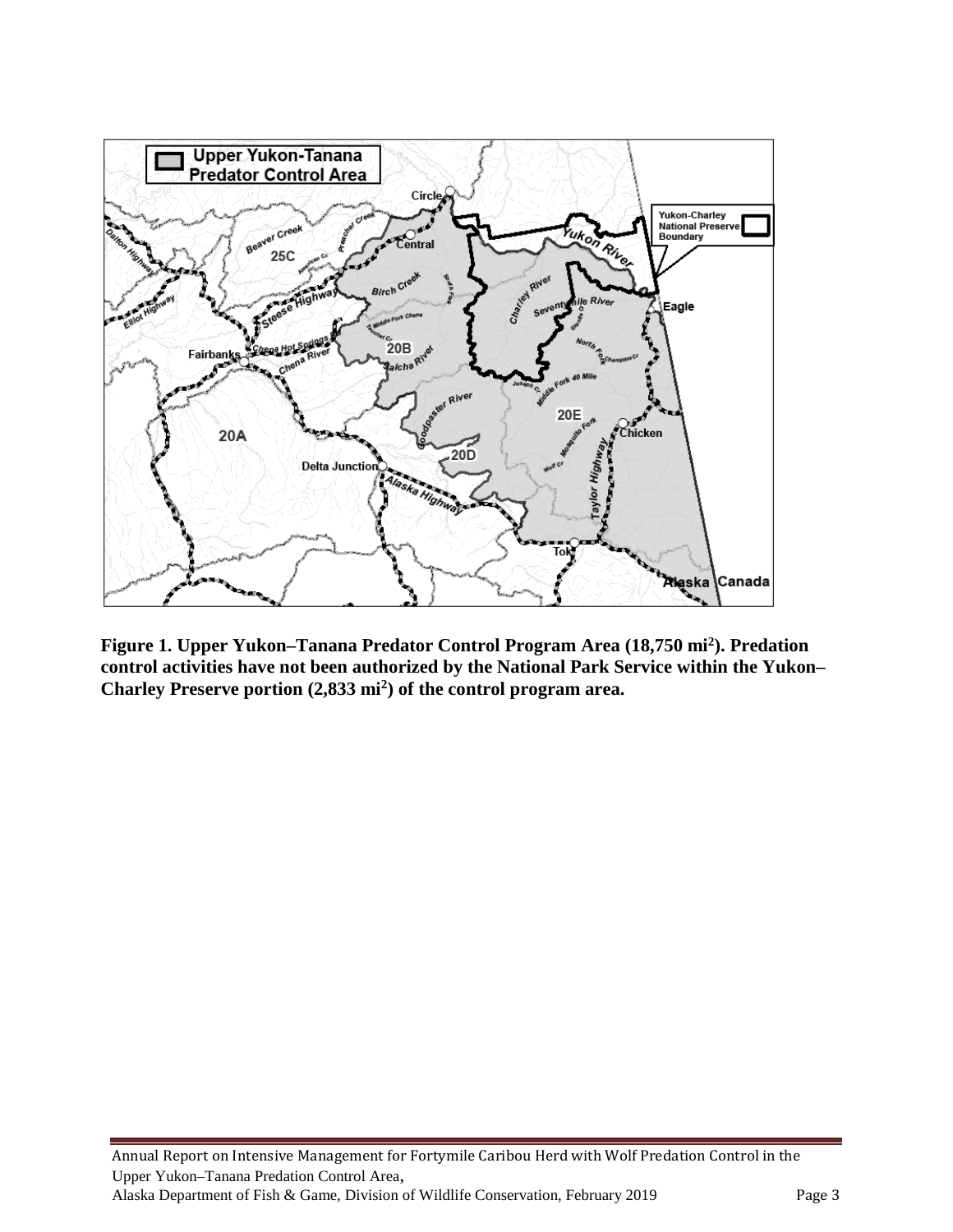**Figure 1. Upper Yukon–Tanana Predator Control Program Area (18,750 mi²). Predation control activities have not been authorized by the National Park Service within the Yukon–Charley Preserve portion (2,833 mi²) of the control program area.**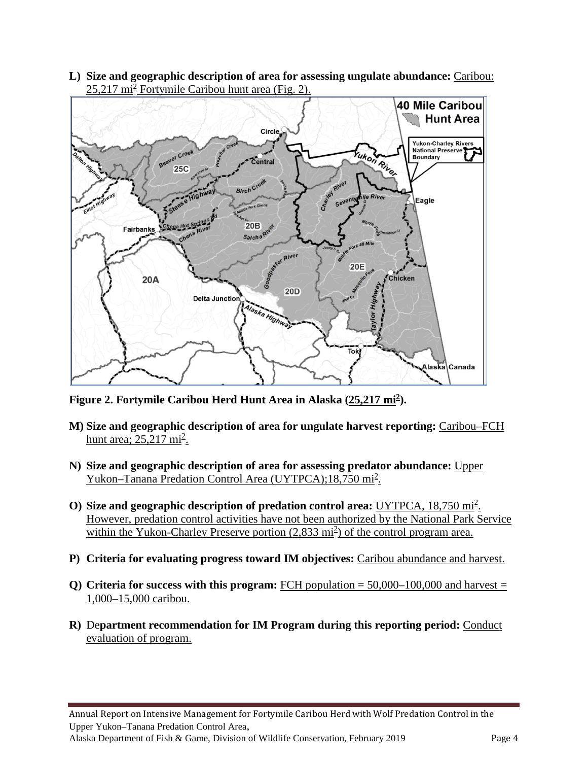**L) Size and geographic description of area for assessing ungulate abundance:** Caribou: 25,217 mi$^2$ Fortymile Caribou hunt area (Fig. 2).

**Figure 2. Fortymile Caribou Herd Hunt Area in Alaska (25,217 mi$^2$).**

**M) Size and geographic description of area for ungulate harvest reporting:** Caribou–FCH hunt area; 25,217 mi$^2$.

**N) Size and geographic description of area for assessing predator abundance:** Upper Yukon–Tanana Predation Control Area (UYTPCA);18,750 mi$^2$.

**O) Size and geographic description of predation control area:** UYTPCA, 18,750 mi$^2$. However, predation control activities have not been authorized by the National Park Service within the Yukon-Charley Preserve portion (2,833 mi$^2$) of the control program area.

**P) Criteria for evaluating progress toward IM objectives:** Caribou abundance and harvest.

**Q) Criteria for success with this program:** FCH population = 50,000–100,000 and harvest = 1,000–15,000 caribou.

**R) Department recommendation for IM Program during this reporting period:** Conduct evaluation of program.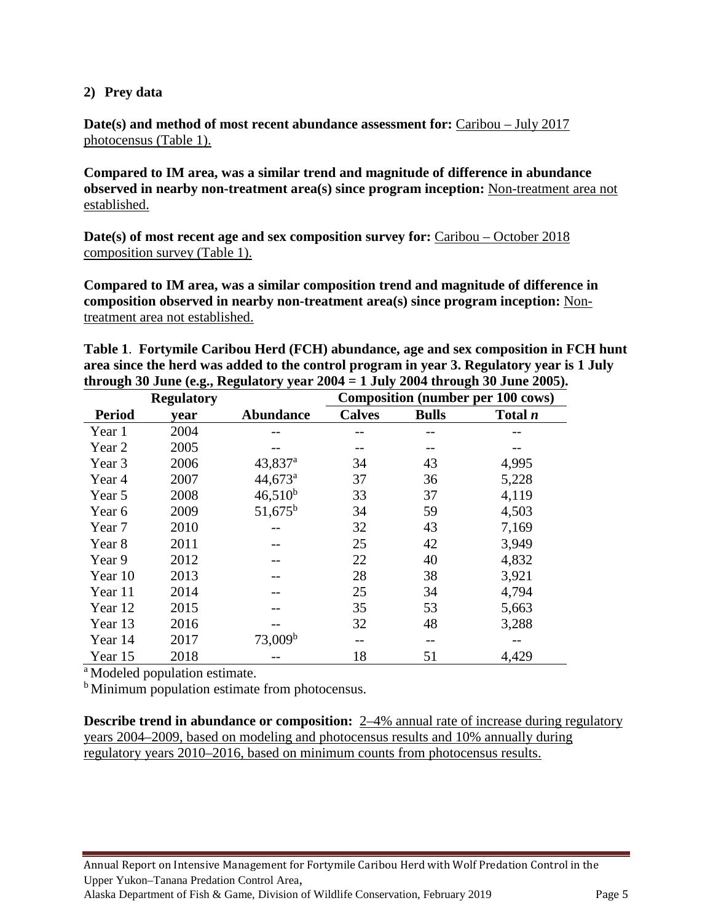## 2) Prey data

**Date(s) and method of most recent abundance assessment for:** Caribou – July 2017 photocensus (Table 1).

**Compared to IM area, was a similar trend and magnitude of difference in abundance observed in nearby non-treatment area(s) since program inception:** Non-treatment area not established.

**Date(s) of most recent age and sex composition survey for:** Caribou – October 2018 composition survey (Table 1).

**Compared to IM area, was a similar composition trend and magnitude of difference in composition observed in nearby non-treatment area(s) since program inception:** Non-treatment area not established.

**Table 1. Fortymile Caribou Herd (FCH) abundance, age and sex composition in FCH hunt area since the herd was added to the control program in year 3. Regulatory year is 1 July through 30 June (e.g., Regulatory year 2004 = 1 July 2004 through 30 June 2005).**

| | Regulatory | | Composition (number per 100 cows) | | |
|---|---|---|---|---|---|
| **Period** | **year** | **Abundance** | **Calves** | **Bulls** | **Total *n*** |
| Year 1 | 2004 | -- | -- | -- | -- |
| Year 2 | 2005 | -- | -- | -- | -- |
| Year 3 | 2006 | 43,837[a] | 34 | 43 | 4,995 |
| Year 4 | 2007 | 44,673[a] | 37 | 36 | 5,228 |
| Year 5 | 2008 | 46,510[b] | 33 | 37 | 4,119 |
| Year 6 | 2009 | 51,675[b] | 34 | 59 | 4,503 |
| Year 7 | 2010 | -- | 32 | 43 | 7,169 |
| Year 8 | 2011 | -- | 25 | 42 | 3,949 |
| Year 9 | 2012 | -- | 22 | 40 | 4,832 |
| Year 10 | 2013 | -- | 28 | 38 | 3,921 |
| Year 11 | 2014 | -- | 25 | 34 | 4,794 |
| Year 12 | 2015 | -- | 35 | 53 | 5,663 |
| Year 13 | 2016 | -- | 32 | 48 | 3,288 |
| Year 14 | 2017 | 73,009[b] | -- | -- | -- |
| Year 15 | 2018 | -- | 18 | 51 | 4,429 |

[a] Modeled population estimate.

[b] Minimum population estimate from photocensus.

**Describe trend in abundance or composition:** 2–4% annual rate of increase during regulatory years 2004–2009, based on modeling and photocensus results and 10% annually during regulatory years 2010–2016, based on minimum counts from photocensus results.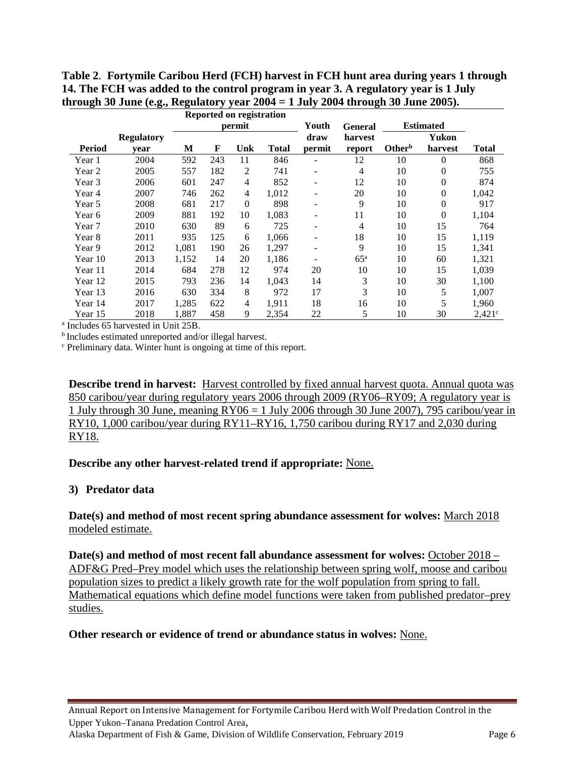**Table 2**. **Fortymile Caribou Herd (FCH) harvest in FCH hunt area during years 1 through 14. The FCH was added to the control program in year 3. A regulatory year is 1 July through 30 June (e.g., Regulatory year 2004 = 1 July 2004 through 30 June 2005).**

| | | Reported on registration permit | | | | Youth | General | Estimated | | |
|---|---|---|---|---|---|---|---|---|---|---|
| Period | Regulatory year | M | F | Unk | Total | draw permit | harvest report | Other[b] | Yukon harvest | Total |
| Year 1 | 2004 | 592 | 243 | 11 | 846 | - | 12 | 10 | 0 | 868 |
| Year 2 | 2005 | 557 | 182 | 2 | 741 | - | 4 | 10 | 0 | 755 |
| Year 3 | 2006 | 601 | 247 | 4 | 852 | - | 12 | 10 | 0 | 874 |
| Year 4 | 2007 | 746 | 262 | 4 | 1,012 | - | 20 | 10 | 0 | 1,042 |
| Year 5 | 2008 | 681 | 217 | 0 | 898 | - | 9 | 10 | 0 | 917 |
| Year 6 | 2009 | 881 | 192 | 10 | 1,083 | - | 11 | 10 | 0 | 1,104 |
| Year 7 | 2010 | 630 | 89 | 6 | 725 | - | 4 | 10 | 15 | 764 |
| Year 8 | 2011 | 935 | 125 | 6 | 1,066 | - | 18 | 10 | 15 | 1,119 |
| Year 9 | 2012 | 1,081 | 190 | 26 | 1,297 | - | 9 | 10 | 15 | 1,341 |
| Year 10 | 2013 | 1,152 | 14 | 20 | 1,186 | - | 65[a] | 10 | 60 | 1,321 |
| Year 11 | 2014 | 684 | 278 | 12 | 974 | 20 | 10 | 10 | 15 | 1,039 |
| Year 12 | 2015 | 793 | 236 | 14 | 1,043 | 14 | 3 | 10 | 30 | 1,100 |
| Year 13 | 2016 | 630 | 334 | 8 | 972 | 17 | 3 | 10 | 5 | 1,007 |
| Year 14 | 2017 | 1,285 | 622 | 4 | 1,911 | 18 | 16 | 10 | 5 | 1,960 |
| Year 15 | 2018 | 1,887 | 458 | 9 | 2,354 | 22 | 5 | 10 | 30 | 2,421[c] |

[a] Includes 65 harvested in Unit 25B.
[b] Includes estimated unreported and/or illegal harvest.
[c] Preliminary data. Winter hunt is ongoing at time of this report.

**Describe trend in harvest:** Harvest controlled by fixed annual harvest quota. Annual quota was 850 caribou/year during regulatory years 2006 through 2009 (RY06–RY09; A regulatory year is 1 July through 30 June, meaning RY06 = 1 July 2006 through 30 June 2007), 795 caribou/year in RY10, 1,000 caribou/year during RY11–RY16, 1,750 caribou during RY17 and 2,030 during RY18.

**Describe any other harvest-related trend if appropriate:** None.

### 3) Predator data

**Date(s) and method of most recent spring abundance assessment for wolves:** March 2018 modeled estimate.

**Date(s) and method of most recent fall abundance assessment for wolves:** October 2018 – ADF&G Pred–Prey model which uses the relationship between spring wolf, moose and caribou population sizes to predict a likely growth rate for the wolf population from spring to fall. Mathematical equations which define model functions were taken from published predator–prey studies.

**Other research or evidence of trend or abundance status in wolves:** None.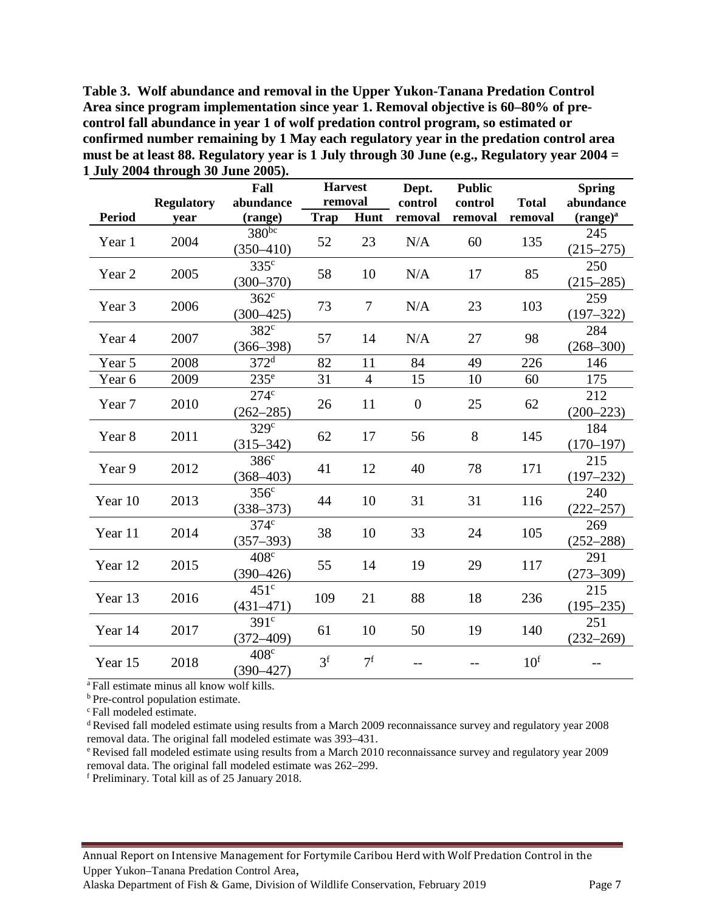**Table 3. Wolf abundance and removal in the Upper Yukon-Tanana Predation Control Area since program implementation since year 1. Removal objective is 60–80% of pre-control fall abundance in year 1 of wolf predation control program, so estimated or confirmed number remaining by 1 May each regulatory year in the predation control area must be at least 88. Regulatory year is 1 July through 30 June (e.g., Regulatory year 2004 = 1 July 2004 through 30 June 2005).**

| Period | Regulatory year | Fall abundance (range) | Harvest removal | | Dept. control removal | Public control removal | Total removal | Spring abundance (range)[a] |
|---|---|---|---|---|---|---|---|---|
| | | | Trap | Hunt | | | | |
| Year 1 | 2004 | 380[bc] (350–410) | 52 | 23 | N/A | 60 | 135 | 245 (215–275) |
| Year 2 | 2005 | 335[c] (300–370) | 58 | 10 | N/A | 17 | 85 | 250 (215–285) |
| Year 3 | 2006 | 362[c] (300–425) | 73 | 7 | N/A | 23 | 103 | 259 (197–322) |
| Year 4 | 2007 | 382[c] (366–398) | 57 | 14 | N/A | 27 | 98 | 284 (268–300) |
| Year 5 | 2008 | 372[d] | 82 | 11 | 84 | 49 | 226 | 146 |
| Year 6 | 2009 | 235[e] | 31 | 4 | 15 | 10 | 60 | 175 |
| Year 7 | 2010 | 274[c] (262–285) | 26 | 11 | 0 | 25 | 62 | 212 (200–223) |
| Year 8 | 2011 | 329[c] (315–342) | 62 | 17 | 56 | 8 | 145 | 184 (170–197) |
| Year 9 | 2012 | 386[c] (368–403) | 41 | 12 | 40 | 78 | 171 | 215 (197–232) |
| Year 10 | 2013 | 356[c] (338–373) | 44 | 10 | 31 | 31 | 116 | 240 (222–257) |
| Year 11 | 2014 | 374[c] (357–393) | 38 | 10 | 33 | 24 | 105 | 269 (252–288) |
| Year 12 | 2015 | 408[c] (390–426) | 55 | 14 | 19 | 29 | 117 | 291 (273–309) |
| Year 13 | 2016 | 451[c] (431–471) | 109 | 21 | 88 | 18 | 236 | 215 (195–235) |
| Year 14 | 2017 | 391[c] (372–409) | 61 | 10 | 50 | 19 | 140 | 251 (232–269) |
| Year 15 | 2018 | 408[c] (390–427) | 3[f] | 7[f] | -- | -- | 10[f] | -- |

[a] Fall estimate minus all know wolf kills.
[b] Pre-control population estimate.
[c] Fall modeled estimate.
[d] Revised fall modeled estimate using results from a March 2009 reconnaissance survey and regulatory year 2008 removal data. The original fall modeled estimate was 393–431.
[e] Revised fall modeled estimate using results from a March 2010 reconnaissance survey and regulatory year 2009 removal data. The original fall modeled estimate was 262–299.
[f] Preliminary. Total kill as of 25 January 2018.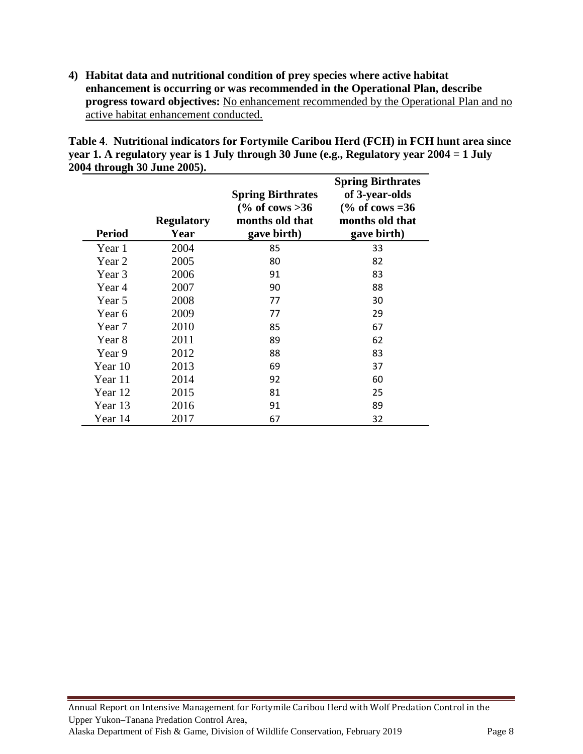4) **Habitat data and nutritional condition of prey species where active habitat enhancement is occurring or was recommended in the Operational Plan, describe progress toward objectives:** No enhancement recommended by the Operational Plan and no active habitat enhancement conducted.

**Table 4**. **Nutritional indicators for Fortymile Caribou Herd (FCH) in FCH hunt area since year 1. A regulatory year is 1 July through 30 June (e.g., Regulatory year 2004 = 1 July 2004 through 30 June 2005).**

| Period | Regulatory Year | Spring Birthrates (% of cows >36 months old that gave birth) | Spring Birthrates of 3-year-olds (% of cows =36 months old that gave birth) |
|---|---|---|---|
| Year 1 | 2004 | 85 | 33 |
| Year 2 | 2005 | 80 | 82 |
| Year 3 | 2006 | 91 | 83 |
| Year 4 | 2007 | 90 | 88 |
| Year 5 | 2008 | 77 | 30 |
| Year 6 | 2009 | 77 | 29 |
| Year 7 | 2010 | 85 | 67 |
| Year 8 | 2011 | 89 | 62 |
| Year 9 | 2012 | 88 | 83 |
| Year 10 | 2013 | 69 | 37 |
| Year 11 | 2014 | 92 | 60 |
| Year 12 | 2015 | 81 | 25 |
| Year 13 | 2016 | 91 | 89 |
| Year 14 | 2017 | 67 | 32 |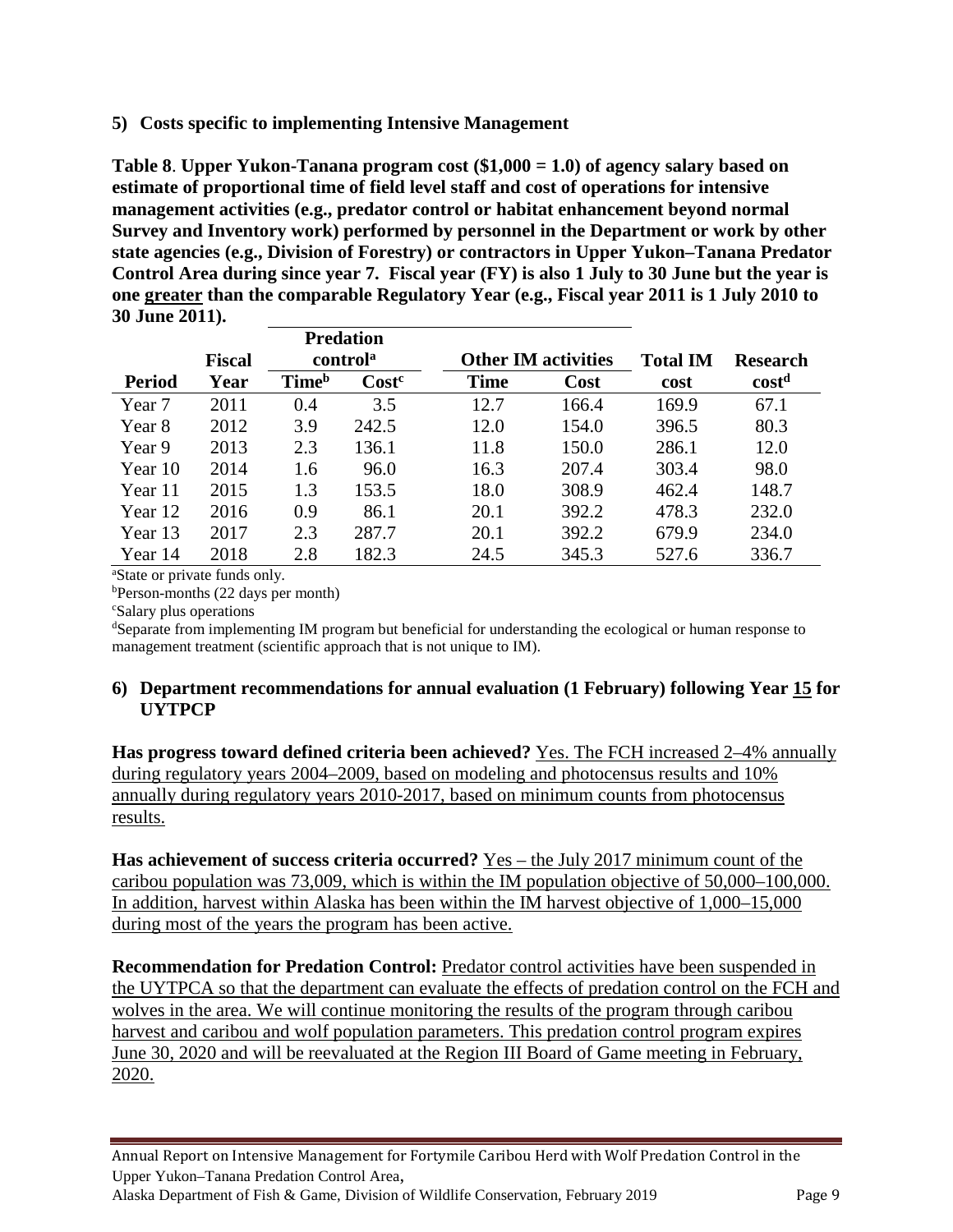## 5) Costs specific to implementing Intensive Management

**Table 8**. **Upper Yukon-Tanana program cost ($1,000 = 1.0) of agency salary based on estimate of proportional time of field level staff and cost of operations for intensive management activities (e.g., predator control or habitat enhancement beyond normal Survey and Inventory work) performed by personnel in the Department or work by other state agencies (e.g., Division of Forestry) or contractors in Upper Yukon–Tanana Predator Control Area during since year 7. Fiscal year (FY) is also 1 July to 30 June but the year is one greater than the comparable Regulatory Year (e.g., Fiscal year 2011 is 1 July 2010 to 30 June 2011).**

| | | Predation control[a] | | Other IM activities | | | |
|---|---|---|---|---|---|---|---|
| Period | Fiscal Year | Time[b] | Cost[c] | Time | Cost | Total IM cost | Research cost[d] |
| Year 7 | 2011 | 0.4 | 3.5 | 12.7 | 166.4 | 169.9 | 67.1 |
| Year 8 | 2012 | 3.9 | 242.5 | 12.0 | 154.0 | 396.5 | 80.3 |
| Year 9 | 2013 | 2.3 | 136.1 | 11.8 | 150.0 | 286.1 | 12.0 |
| Year 10 | 2014 | 1.6 | 96.0 | 16.3 | 207.4 | 303.4 | 98.0 |
| Year 11 | 2015 | 1.3 | 153.5 | 18.0 | 308.9 | 462.4 | 148.7 |
| Year 12 | 2016 | 0.9 | 86.1 | 20.1 | 392.2 | 478.3 | 232.0 |
| Year 13 | 2017 | 2.3 | 287.7 | 20.1 | 392.2 | 679.9 | 234.0 |
| Year 14 | 2018 | 2.8 | 182.3 | 24.5 | 345.3 | 527.6 | 336.7 |

[a]State or private funds only.
[b]Person-months (22 days per month)
[c]Salary plus operations
[d]Separate from implementing IM program but beneficial for understanding the ecological or human response to management treatment (scientific approach that is not unique to IM).

## 6) Department recommendations for annual evaluation (1 February) following Year 15 for UYTPCP

**Has progress toward defined criteria been achieved?** Yes. The FCH increased 2–4% annually during regulatory years 2004–2009, based on modeling and photocensus results and 10% annually during regulatory years 2010-2017, based on minimum counts from photocensus results.

**Has achievement of success criteria occurred?** Yes – the July 2017 minimum count of the caribou population was 73,009, which is within the IM population objective of 50,000–100,000. In addition, harvest within Alaska has been within the IM harvest objective of 1,000–15,000 during most of the years the program has been active.

**Recommendation for Predation Control:** Predator control activities have been suspended in the UYTPCA so that the department can evaluate the effects of predation control on the FCH and wolves in the area. We will continue monitoring the results of the program through caribou harvest and caribou and wolf population parameters. This predation control program expires June 30, 2020 and will be reevaluated at the Region III Board of Game meeting in February, 2020.